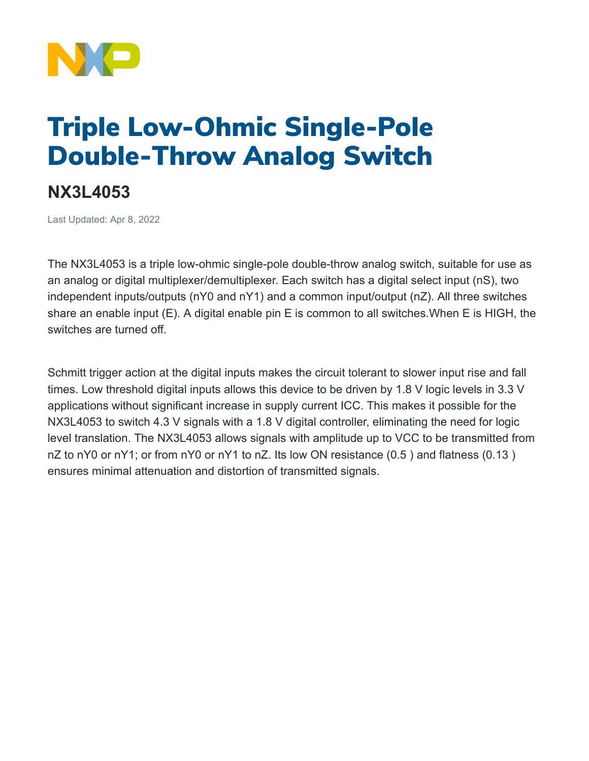# Triple Low-Ohmic Single-Pole Double-Throw Analog Switch

## NX3L4053

Last Updated: Apr 8, 2022

The NX3L4053 is a triple low-ohmic single-pole double-throw analog switch, suitable for use as an analog or digital multiplexer/demultiplexer. Each switch has a digital select input (nS), two independent inputs/outputs (nY0 and nY1) and a common input/output (nZ). All three switches share an enable input (E). A digital enable pin E is common to all switches.When E is HIGH, the switches are turned off.

Schmitt trigger action at the digital inputs makes the circuit tolerant to slower input rise and fall times. Low threshold digital inputs allows this device to be driven by 1.8 V logic levels in 3.3 V applications without significant increase in supply current ICC. This makes it possible for the NX3L4053 to switch 4.3 V signals with a 1.8 V digital controller, eliminating the need for logic level translation. The NX3L4053 allows signals with amplitude up to VCC to be transmitted from nZ to nY0 or nY1; or from nY0 or nY1 to nZ. Its low ON resistance (0.5 ) and flatness (0.13 ) ensures minimal attenuation and distortion of transmitted signals.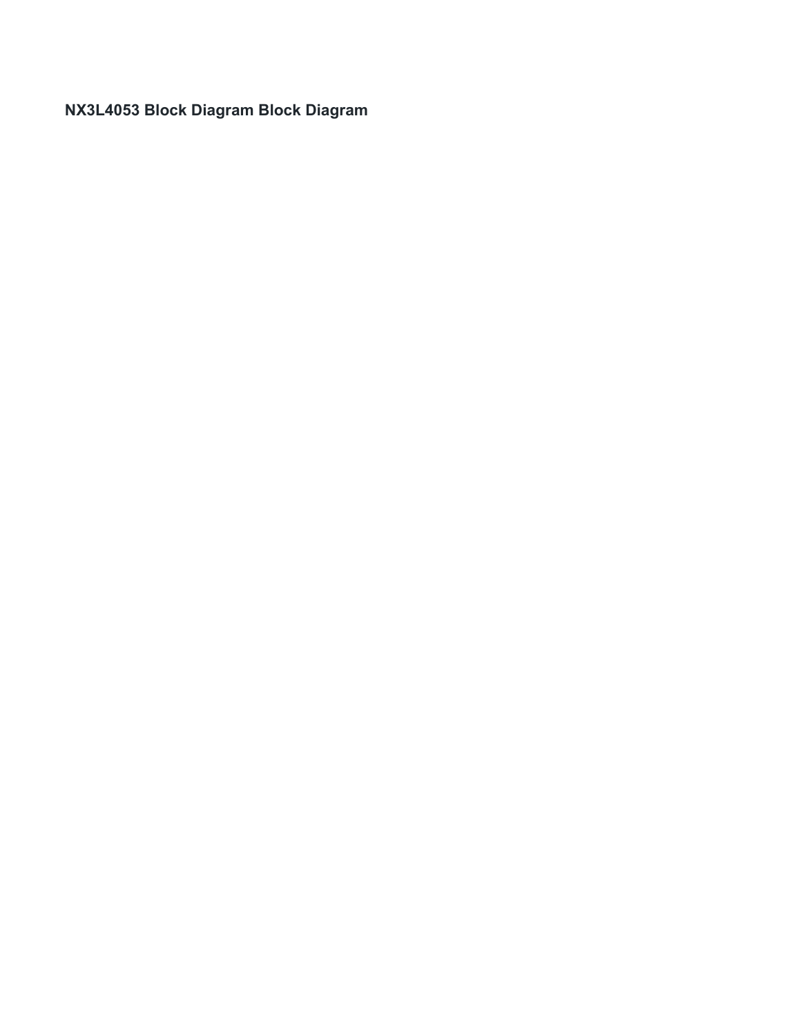**NX3L4053 Block Diagram Block Diagram**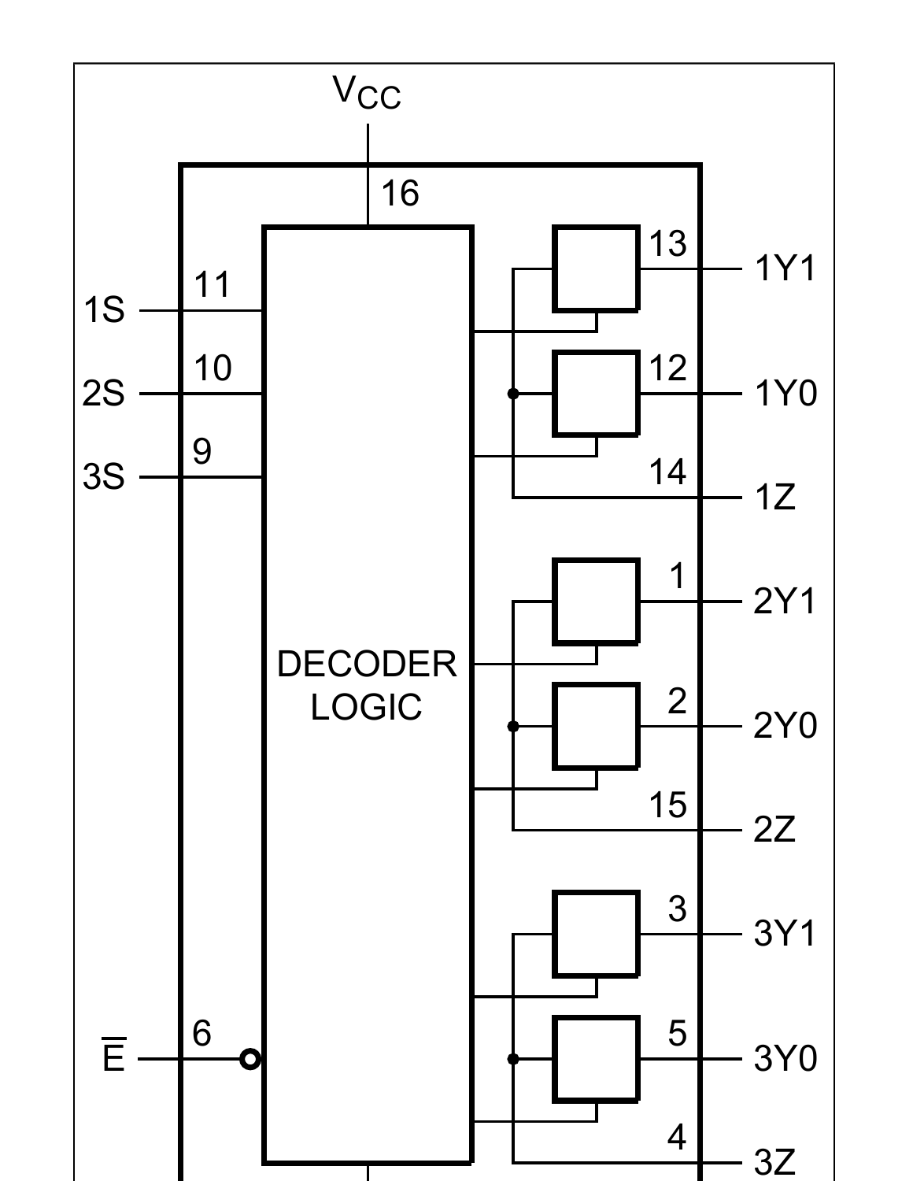VCC

16

11

1S

10

2S

9

3S

13

1Y1

12

1Y0

14

1Z

DECODER LOGIC

1

2Y1

2

2Y0

15

2Z

3

3Y1

6

$\overline{E}$

5

3Y0

4

3Z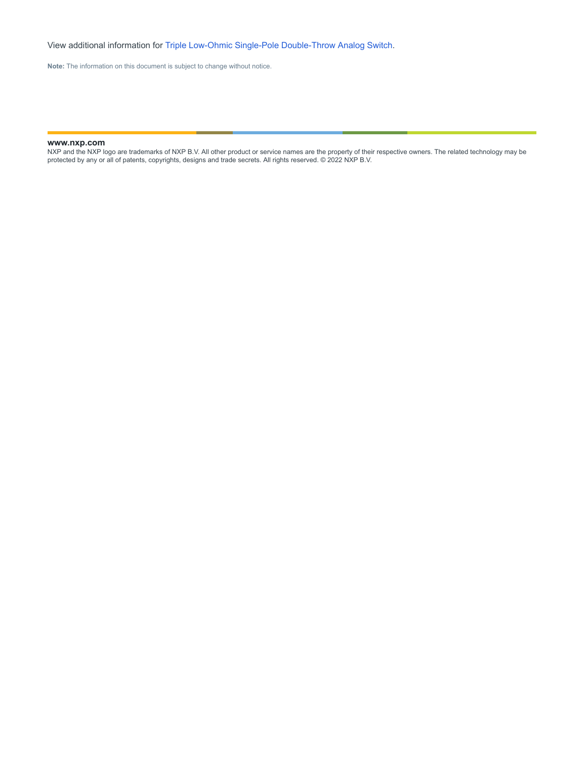View additional information for Triple Low-Ohmic Single-Pole Double-Throw Analog Switch.

**Note:** The information on this document is subject to change without notice.

**www.nxp.com**

NXP and the NXP logo are trademarks of NXP B.V. All other product or service names are the property of their respective owners. The related technology may be protected by any or all of patents, copyrights, designs and trade secrets. All rights reserved. © 2022 NXP B.V.